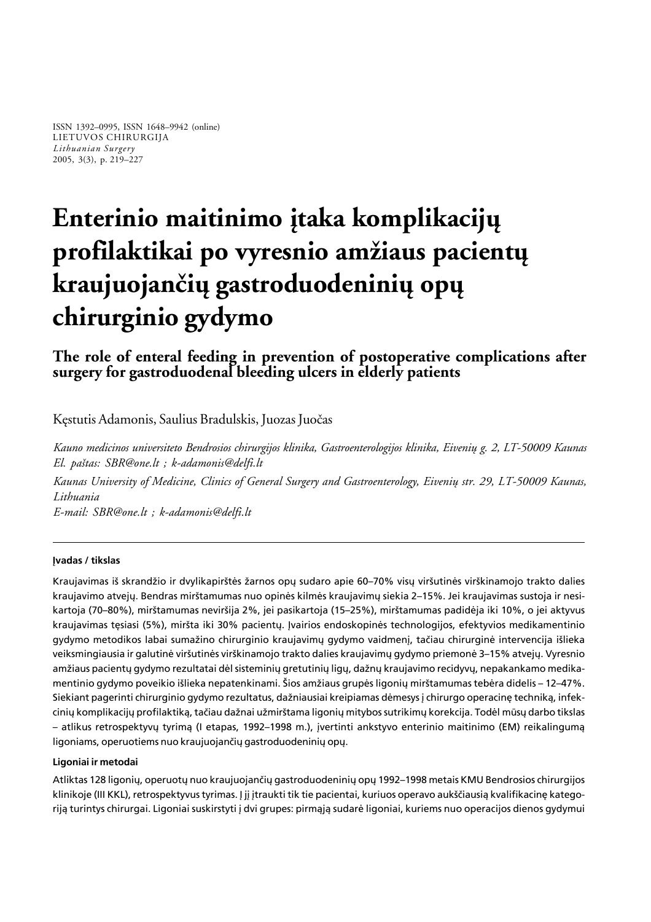ISSN 1392–0995, ISSN 1648–9942 (online)
LIETUVOS CHIRURGIJA
*Lithuanian Surgery*
2005, 3(3), p. 219–227

# Enterinio maitinimo įtaka komplikacijų profilaktikai po vyresnio amžiaus pacientų kraujuojančių gastroduodeninių opų chirurginio gydymo

## The role of enteral feeding in prevention of postoperative complications after surgery for gastroduodenal bleeding ulcers in elderly patients

Kęstutis Adamonis, Saulius Bradulskis, Juozas Juočas

*Kauno medicinos universiteto Bendrosios chirurgijos klinika, Gastroenterologijos klinika, Eivenių g. 2, LT-50009 Kaunas*
*El. paštas: SBR@one.lt ; k-adamonis@delfi.lt*

*Kaunas University of Medicine, Clinics of General Surgery and Gastroenterology, Eivenių str. 29, LT-50009 Kaunas, Lithuania*
*E-mail: SBR@one.lt ; k-adamonis@delfi.lt*

---

**Įvadas / tikslas**

Kraujavimas iš skrandžio ir dvylikapirštės žarnos opų sudaro apie 60–70% visų viršutinės virškinamojo trakto dalies kraujavimo atvejų. Bendras mirštamumas nuo opinės kilmės kraujavimų siekia 2–15%. Jei kraujavimas sustoja ir nesikartoja (70–80%), mirštamumas neviršija 2%, jei pasikartoja (15–25%), mirštamumas padidėja iki 10%, o jei aktyvus kraujavimas tęsiasi (5%), miršta iki 30% pacientų. Įvairios endoskopinės technologijos, efektyvios medikamentinio gydymo metodikos labai sumažino chirurginio kraujavimų gydymo vaidmenį, tačiau chirurginė intervencija išlieka veiksmingiausia ir galutinė viršutinės virškinamojo trakto dalies kraujavimų gydymo priemonė 3–15% atvejų. Vyresnio amžiaus pacientų gydymo rezultatai dėl sisteminių gretutinių ligų, dažnų kraujavimo recidyvų, nepakankamo medikamentinio gydymo poveikio išlieka nepatenkinami. Šios amžiaus grupės ligonių mirštamumas tebėra didelis – 12–47%. Siekiant pagerinti chirurginio gydymo rezultatus, dažniausiai kreipiamas dėmesys į chirurgo operacinę techniką, infekcinių komplikacijų profilaktiką, tačiau dažnai užmirštama ligonių mitybos sutrikimų korekcija. Todėl mūsų darbo tikslas – atlikus retrospektyvų tyrimą (I etapas, 1992–1998 m.), įvertinti ankstyvo enterinio maitinimo (EM) reikalingumą ligoniams, operuotiems nuo kraujuojančių gastroduodeninių opų.

**Ligoniai ir metodai**

Atliktas 128 ligonių, operuotų nuo kraujuojančių gastroduodeninių opų 1992–1998 metais KMU Bendrosios chirurgijos klinikoje (III KKL), retrospektyvus tyrimas. Į jį įtraukti tik tie pacientai, kuriuos operavo aukščiausią kvalifikacinę kategoriją turintys chirurgai. Ligoniai suskirstyti į dvi grupes: pirmąją sudarė ligoniai, kuriems nuo operacijos dienos gydymui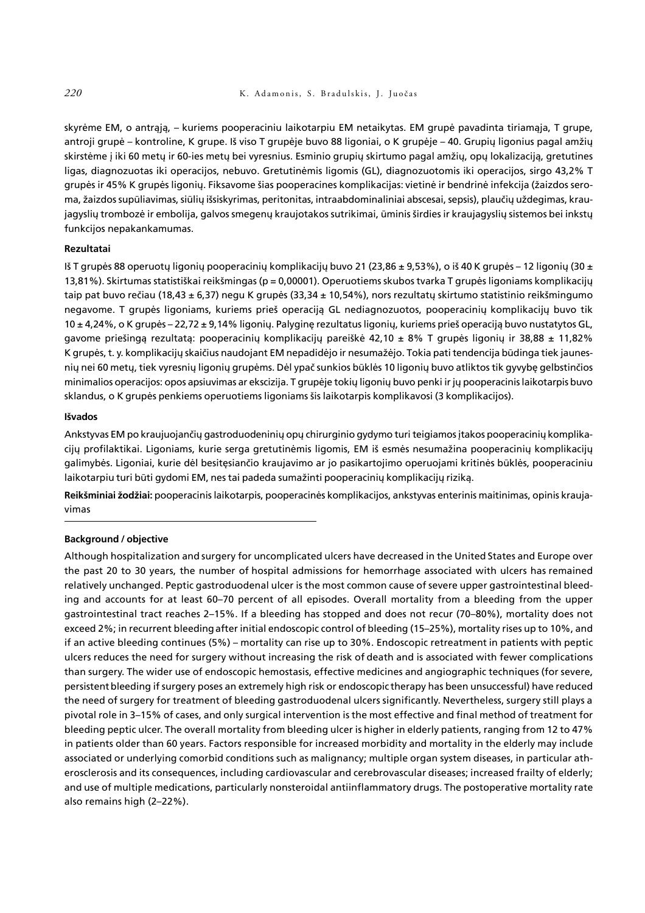skyrėme EM, o antrąją, – kuriems pooperaciniu laikotarpiu EM netaikytas. EM grupė pavadinta tiriamąja, T grupe, antroji grupė – kontroline, K grupe. Iš viso T grupėje buvo 88 ligoniai, o K grupėje – 40. Grupių ligonius pagal amžių skirstėme į iki 60 metų ir 60-ies metų bei vyresnius. Esminio grupių skirtumo pagal amžių, opų lokalizaciją, gretutines ligas, diagnozuotas iki operacijos, nebuvo. Gretutinėmis ligomis (GL), diagnozuotomis iki operacijos, sirgo 43,2% T grupės ir 45% K grupės ligonių. Fiksavome šias pooperacines komplikacijas: vietinė ir bendrinė infekcija (žaizdos seroma, žaizdos supūliavimas, siūlių išsiskyrimas, peritonitas, intraabdominaliniai abscesai, sepsis), plaučių uždegimas, kraujagyslių trombozė ir embolija, galvos smegenų kraujotakos sutrikimai, ūminis širdies ir kraujagyslių sistemos bei inkstų funkcijos nepakankamumas.

**Rezultatai**

Iš T grupės 88 operuotų ligonių pooperacinių komplikacijų buvo 21 (23,86 ± 9,53%), o iš 40 K grupės – 12 ligonių (30 ± 13,81%). Skirtumas statistiškai reikšmingas (p = 0,00001). Operuotiems skubos tvarka T grupės ligoniams komplikacijų taip pat buvo rečiau (18,43 ± 6,37) negu K grupės (33,34 ± 10,54%), nors rezultatų skirtumo statistinio reikšmingumo negavome. T grupės ligoniams, kuriems prieš operaciją GL nediagnozuotos, pooperacinių komplikacijų buvo tik 10 ± 4,24%, o K grupės – 22,72 ± 9,14% ligonių. Palyginę rezultatus ligonių, kuriems prieš operaciją buvo nustatytos GL, gavome priešingą rezultatą: pooperacinių komplikacijų pareiškė 42,10 ± 8% T grupės ligonių ir 38,88 ± 11,82% K grupės, t. y. komplikacijų skaičius naudojant EM nepadidėjo ir nesumažėjo. Tokia pati tendencija būdinga tiek jaunesnių nei 60 metų, tiek vyresnių ligonių grupėms. Dėl ypač sunkios būklės 10 ligonių buvo atliktos tik gyvybę gelbstinčios minimalios operacijos: opos apsiuvimas ar ekscizija. T grupėje tokių ligonių buvo penki ir jų pooperacinis laikotarpis buvo sklandus, o K grupės penkiems operuotiems ligoniams šis laikotarpis komplikavosi (3 komplikacijos).

**Išvados**

Ankstyvas EM po kraujuojančių gastroduodeninių opų chirurginio gydymo turi teigiamos įtakos pooperacinių komplikacijų profilaktikai. Ligoniams, kurie serga gretutinėmis ligomis, EM iš esmės nesumažina pooperacinių komplikacijų galimybės. Ligoniai, kurie dėl besitęsiančio kraujavimo ar jo pasikartojimo operuojami kritinės būklės, pooperaciniu laikotarpiu turi būti gydomi EM, nes tai padeda sumažinti pooperacinių komplikacijų riziką.

**Reikšminiai žodžiai:** pooperacinis laikotarpis, pooperacinės komplikacijos, ankstyvas enterinis maitinimas, opinis kraujavimas

---

**Background / objective**

Although hospitalization and surgery for uncomplicated ulcers have decreased in the United States and Europe over the past 20 to 30 years, the number of hospital admissions for hemorrhage associated with ulcers has remained relatively unchanged. Peptic gastroduodenal ulcer is the most common cause of severe upper gastrointestinal bleeding and accounts for at least 60–70 percent of all episodes. Overall mortality from a bleeding from the upper gastrointestinal tract reaches 2–15%. If a bleeding has stopped and does not recur (70–80%), mortality does not exceed 2%; in recurrent bleeding after initial endoscopic control of bleeding (15–25%), mortality rises up to 10%, and if an active bleeding continues (5%) – mortality can rise up to 30%. Endoscopic retreatment in patients with peptic ulcers reduces the need for surgery without increasing the risk of death and is associated with fewer complications than surgery. The wider use of endoscopic hemostasis, effective medicines and angiographic techniques (for severe, persistent bleeding if surgery poses an extremely high risk or endoscopic therapy has been unsuccessful) have reduced the need of surgery for treatment of bleeding gastroduodenal ulcers significantly. Nevertheless, surgery still plays a pivotal role in 3–15% of cases, and only surgical intervention is the most effective and final method of treatment for bleeding peptic ulcer. The overall mortality from bleeding ulcer is higher in elderly patients, ranging from 12 to 47% in patients older than 60 years. Factors responsible for increased morbidity and mortality in the elderly may include associated or underlying comorbid conditions such as malignancy; multiple organ system diseases, in particular atherosclerosis and its consequences, including cardiovascular and cerebrovascular diseases; increased frailty of elderly; and use of multiple medications, particularly nonsteroidal antiinflammatory drugs. The postoperative mortality rate also remains high (2–22%).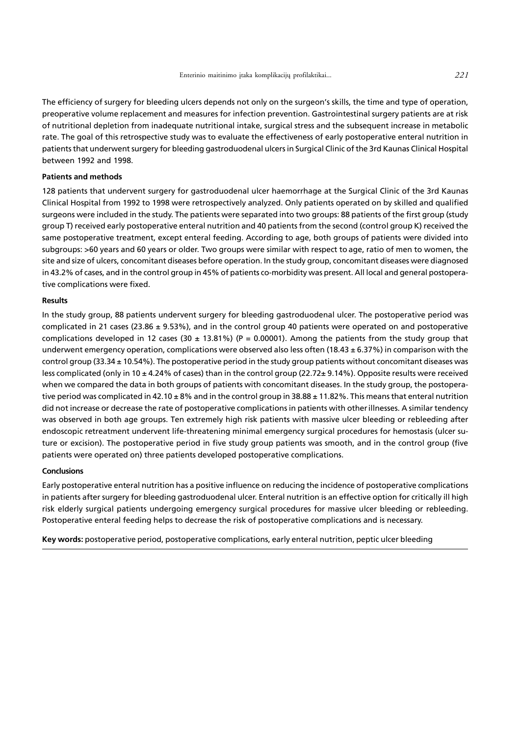The efficiency of surgery for bleeding ulcers depends not only on the surgeon's skills, the time and type of operation, preoperative volume replacement and measures for infection prevention. Gastrointestinal surgery patients are at risk of nutritional depletion from inadequate nutritional intake, surgical stress and the subsequent increase in metabolic rate. The goal of this retrospective study was to evaluate the effectiveness of early postoperative enteral nutrition in patients that underwent surgery for bleeding gastroduodenal ulcers in Surgical Clinic of the 3rd Kaunas Clinical Hospital between 1992 and 1998.

**Patients and methods**

128 patients that undervent surgery for gastroduodenal ulcer haemorrhage at the Surgical Clinic of the 3rd Kaunas Clinical Hospital from 1992 to 1998 were retrospectively analyzed. Only patients operated on by skilled and qualified surgeons were included in the study. The patients were separated into two groups: 88 patients of the first group (study group T) received early postoperative enteral nutrition and 40 patients from the second (control group K) received the same postoperative treatment, except enteral feeding. According to age, both groups of patients were divided into subgroups: >60 years and 60 years or older. Two groups were similar with respect to age, ratio of men to women, the site and size of ulcers, concomitant diseases before operation. In the study group, concomitant diseases were diagnosed in 43.2% of cases, and in the control group in 45% of patients co-morbidity was present. All local and general postoperative complications were fixed.

**Results**

In the study group, 88 patients undervent surgery for bleeding gastroduodenal ulcer. The postoperative period was complicated in 21 cases (23.86 ± 9.53%), and in the control group 40 patients were operated on and postoperative complications developed in 12 cases (30 ± 13.81%) ($P = 0.00001$). Among the patients from the study group that underwent emergency operation, complications were observed also less often (18.43 ± 6.37%) in comparison with the control group (33.34 ± 10.54%). The postoperative period in the study group patients without concomitant diseases was less complicated (only in 10 ± 4.24% of cases) than in the control group (22.72± 9.14%). Opposite results were received when we compared the data in both groups of patients with concomitant diseases. In the study group, the postoperative period was complicated in 42.10 ± 8% and in the control group in 38.88 ± 11.82%. This means that enteral nutrition did not increase or decrease the rate of postoperative complications in patients with other illnesses. A similar tendency was observed in both age groups. Ten extremely high risk patients with massive ulcer bleeding or rebleeding after endoscopic retreatment undervent life-threatening minimal emergency surgical procedures for hemostasis (ulcer suture or excision). The postoperative period in five study group patients was smooth, and in the control group (five patients were operated on) three patients developed postoperative complications.

**Conclusions**

Early postoperative enteral nutrition has a positive influence on reducing the incidence of postoperative complications in patients after surgery for bleeding gastroduodenal ulcer. Enteral nutrition is an effective option for critically ill high risk elderly surgical patients undergoing emergency surgical procedures for massive ulcer bleeding or rebleeding. Postoperative enteral feeding helps to decrease the risk of postoperative complications and is necessary.

**Key words:** postoperative period, postoperative complications, early enteral nutrition, peptic ulcer bleeding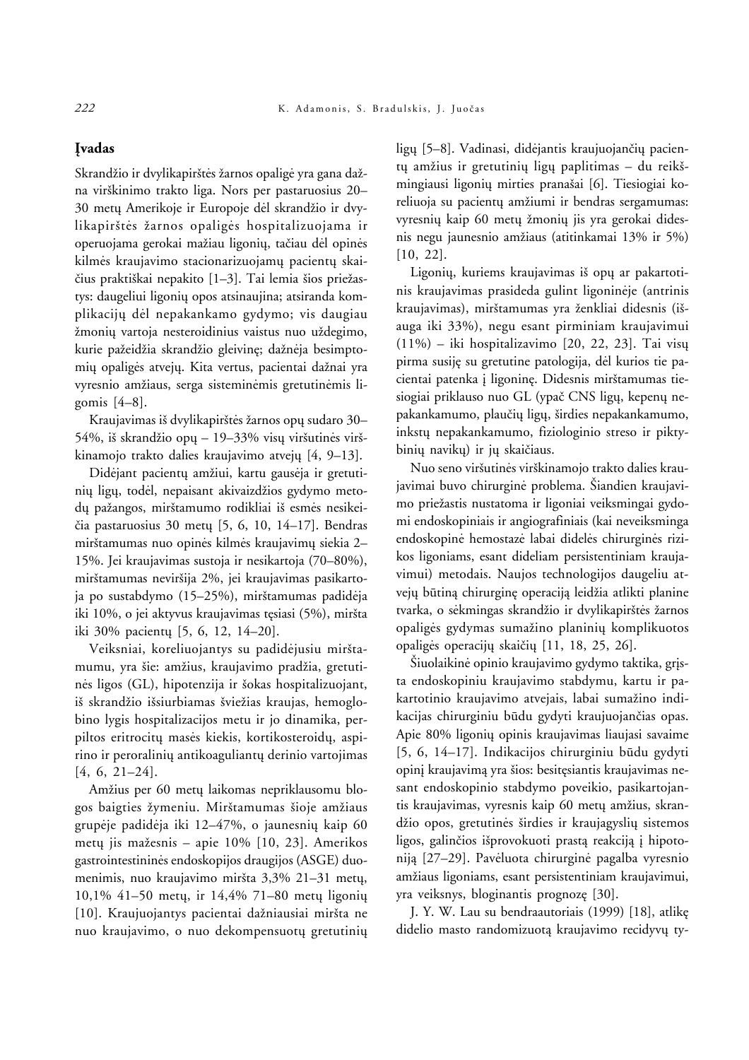## Įvadas

Skrandžio ir dvylikapirštės žarnos opaligė yra gana dažna virškinimo trakto liga. Nors per pastaruosius 20–30 metų Amerikoje ir Europoje dėl skrandžio ir dvylikapirštės žarnos opaligės hospitalizuojama ir operuojama gerokai mažiau ligonių, tačiau dėl opinės kilmės kraujavimo stacionarizuojamų pacientų skaičius praktiškai nepakito [1–3]. Tai lemia šios priežastys: daugeliui ligonių opos atsinaujina; atsiranda komplikacijų dėl nepakankamo gydymo; vis daugiau žmonių vartoja nesteroidinius vaistus nuo uždegimo, kurie pažeidžia skrandžio gleivinę; dažnėja besimptomių opaligės atvejų. Kita vertus, pacientai dažnai yra vyresnio amžiaus, serga sisteminėmis gretutinėmis ligomis [4–8].

Kraujavimas iš dvylikapirštės žarnos opų sudaro 30–54%, iš skrandžio opų – 19–33% visų viršutinės virškinamojo trakto dalies kraujavimo atvejų [4, 9–13].

Didėjant pacientų amžiui, kartu gausėja ir gretutinių ligų, todėl, nepaisant akivaizdžios gydymo metodų pažangos, mirštamumo rodikliai iš esmės nesikeičia pastaruosius 30 metų [5, 6, 10, 14–17]. Bendras mirštamumas nuo opinės kilmės kraujavimų siekia 2–15%. Jei kraujavimas sustoja ir nesikartoja (70–80%), mirštamumas neviršija 2%, jei kraujavimas pasikartoja po sustabdymo (15–25%), mirštamumas padidėja iki 10%, o jei aktyvus kraujavimas tęsiasi (5%), miršta iki 30% pacientų [5, 6, 12, 14–20].

Veiksniai, koreliuojantys su padidėjusiu mirštamumu, yra šie: amžius, kraujavimo pradžia, gretutinės ligos (GL), hipotenzija ir šokas hospitalizuojant, iš skrandžio išsiurbiamas šviežias kraujas, hemoglobino lygis hospitalizacijos metu ir jo dinamika, perpiltos eritrocitų masės kiekis, kortikosteroidų, aspirino ir peroralinių antikoaguliantų derinio vartojimas [4, 6, 21–24].

Amžius per 60 metų laikomas nepriklausomu blogos baigties žymeniu. Mirštamumas šioje amžiaus grupėje padidėja iki 12–47%, o jaunesnių kaip 60 metų jis mažesnis – apie 10% [10, 23]. Amerikos gastrointestininės endoskopijos draugijos (ASGE) duomenimis, nuo kraujavimo miršta 3,3% 21–31 metų, 10,1% 41–50 metų, ir 14,4% 71–80 metų ligonių [10]. Kraujuojantys pacientai dažniausiai miršta ne nuo kraujavimo, o nuo dekompensuotų gretutinių ligų [5–8]. Vadinasi, didėjantis kraujuojančių pacientų amžius ir gretutinių ligų paplitimas – du reikšmingiausi ligonių mirties pranašai [6]. Tiesiogiai koreliuoja su pacientų amžiumi ir bendras sergamumas: vyresnių kaip 60 metų žmonių jis yra gerokai didesnis negu jaunesnio amžiaus (atitinkamai 13% ir 5%) [10, 22].

Ligonių, kuriems kraujavimas iš opų ar pakartotinis kraujavimas prasideda gulint ligoninėje (antrinis kraujavimas), mirštamumas yra ženkliai didesnis (išauga iki 33%), negu esant pirminiam kraujavimui (11%) – iki hospitalizavimo [20, 22, 23]. Tai visų pirma susiję su gretutine patologija, dėl kurios tie pacientai patenka į ligoninę. Didesnis mirštamumas tiesiogiai priklauso nuo GL (ypač CNS ligų, kepenų nepakankamumo, plaučių ligų, širdies nepakankamumo, inkstų nepakankamumo, fiziologinio streso ir piktybinių navikų) ir jų skaičiaus.

Nuo seno viršutinės virškinamojo trakto dalies kraujavimai buvo chirurginė problema. Šiandien kraujavimo priežastis nustatoma ir ligoniai veiksmingai gydomi endoskopiniais ir angiografiniais (kai neveiksminga endoskopinė hemostazė labai didelės chirurginės rizikos ligoniams, esant dideliam persistentiniam kraujavimui) metodais. Naujos technologijos daugeliu atvejų būtiną chirurginę operaciją leidžia atlikti planine tvarka, o sėkmingas skrandžio ir dvylikapirštės žarnos opaligės gydymas sumažino planinių komplikuotos opaligės operacijų skaičių [11, 18, 25, 26].

Šiuolaikinė opinio kraujavimo gydymo taktika, grįsta endoskopiniu kraujavimo stabdymu, kartu ir pakartotinio kraujavimo atvejais, labai sumažino indikacijas chirurginiu būdu gydyti kraujuojančias opas. Apie 80% ligonių opinis kraujavimas liaujasi savaime [5, 6, 14–17]. Indikacijos chirurginiu būdu gydyti opinį kraujavimą yra šios: besitęsiantis kraujavimas nesant endoskopinio stabdymo poveikio, pasikartojantis kraujavimas, vyresnis kaip 60 metų amžius, skrandžio opos, gretutinės širdies ir kraujagyslių sistemos ligos, galinčios išprovokuoti prastą reakciją į hipotoniją [27–29]. Pavėluota chirurginė pagalba vyresnio amžiaus ligoniams, esant persistentiniam kraujavimui, yra veiksnys, bloginantis prognozę [30].

J. Y. W. Lau su bendraautoriais (1999) [18], atlikę didelio masto randomizuotą kraujavimo recidyvų ty-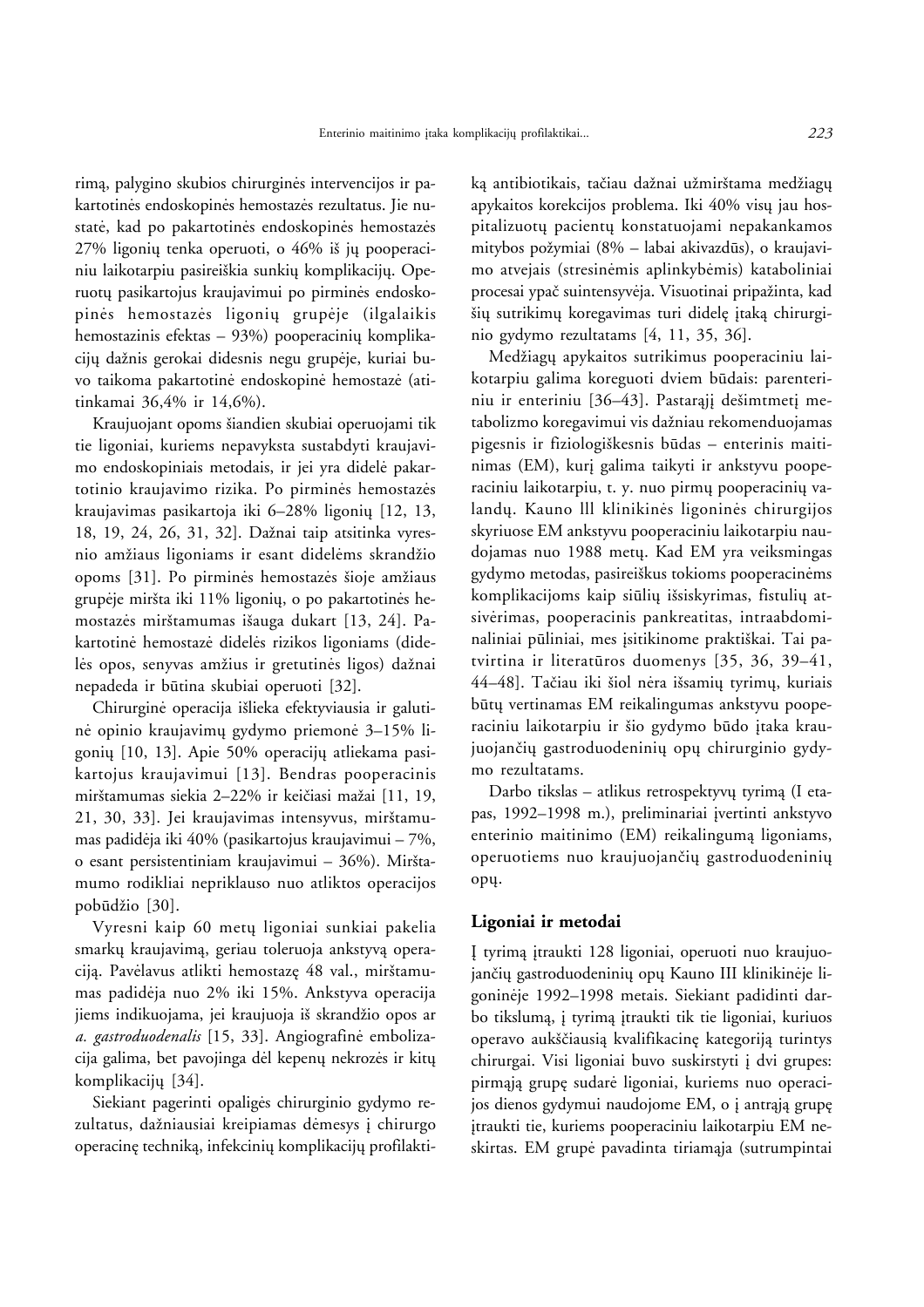rimą, palygino skubios chirurginės intervencijos ir pakartotinės endoskopinės hemostazės rezultatus. Jie nustatė, kad po pakartotinės endoskopinės hemostazės 27% ligonių tenka operuoti, o 46% iš jų pooperaciniu laikotarpiu pasireiškia sunkių komplikacijų. Operuotų pasikartojus kraujavimui po pirminės endoskopinės hemostazės ligonių grupėje (ilgalaikis hemostazinis efektas – 93%) pooperacinių komplikacijų dažnis gerokai didesnis negu grupėje, kuriai buvo taikoma pakartotinė endoskopinė hemostazė (atitinkamai 36,4% ir 14,6%).

Kraujuojant opoms šiandien skubiai operuojami tik tie ligoniai, kuriems nepavyksta sustabdyti kraujavimo endoskopiniais metodais, ir jei yra didelė pakartotinio kraujavimo rizika. Po pirminės hemostazės kraujavimas pasikartoja iki 6–28% ligonių [12, 13, 18, 19, 24, 26, 31, 32]. Dažnai taip atsitinka vyresnio amžiaus ligoniams ir esant didelėms skrandžio opoms [31]. Po pirminės hemostazės šioje amžiaus grupėje miršta iki 11% ligonių, o po pakartotinės hemostazės mirštamumas išauga dukart [13, 24]. Pakartotinė hemostazė didelės rizikos ligoniams (didelės opos, senyvas amžius ir gretutinės ligos) dažnai nepadeda ir būtina skubiai operuoti [32].

Chirurginė operacija išlieka efektyviausia ir galutinė opinio kraujavimų gydymo priemonė 3–15% ligonių [10, 13]. Apie 50% operacijų atliekama pasikartojus kraujavimui [13]. Bendras pooperacinis mirštamumas siekia 2–22% ir keičiasi mažai [11, 19, 21, 30, 33]. Jei kraujavimas intensyvus, mirštamumas padidėja iki 40% (pasikartojus kraujavimui – 7%, o esant persistentiniam kraujavimui – 36%). Mirštamumo rodikliai nepriklauso nuo atliktos operacijos pobūdžio [30].

Vyresni kaip 60 metų ligoniai sunkiai pakelia smarkų kraujavimą, geriau toleruoja ankstyvą operaciją. Pavėlavus atlikti hemostazę 48 val., mirštamumas padidėja nuo 2% iki 15%. Ankstyva operacija jiems indikuojama, jei kraujuoja iš skrandžio opos ar *a. gastroduodenalis* [15, 33]. Angiografinė embolizacija galima, bet pavojinga dėl kepenų nekrozės ir kitų komplikacijų [34].

Siekiant pagerinti opaligės chirurginio gydymo rezultatus, dažniausiai kreipiamas dėmesys į chirurgo operacinę techniką, infekcinių komplikacijų profilaktiką antibiotikais, tačiau dažnai užmirštama medžiagų apykaitos korekcijos problema. Iki 40% visų jau hospitalizuotų pacientų konstatuojami nepakankamos mitybos požymiai (8% – labai akivazdūs), o kraujavimo atvejais (stresinėmis aplinkybėmis) kataboliniai procesai ypač suintensyvėja. Visuotinai pripažinta, kad šių sutrikimų koregavimas turi didelę įtaką chirurginio gydymo rezultatams [4, 11, 35, 36].

Medžiagų apykaitos sutrikimus pooperaciniu laikotarpiu galima koreguoti dviem būdais: parenteriniu ir enteriniu [36–43]. Pastarąjį dešimtmetį metabolizmo koregavimui vis dažniau rekomenduojamas pigesnis ir fiziologiškesnis būdas – enterinis maitinimas (EM), kurį galima taikyti ir ankstyvu pooperaciniu laikotarpiu, t. y. nuo pirmų pooperacinių valandų. Kauno lll klinikinės ligoninės chirurgijos skyriuose EM ankstyvu pooperaciniu laikotarpiu naudojamas nuo 1988 metų. Kad EM yra veiksmingas gydymo metodas, pasireiškus tokioms pooperacinėms komplikacijoms kaip siūlių išsiskyrimas, fistulių atsivėrimas, pooperacinis pankreatitas, intraabdominaliniai pūliniai, mes įsitikinome praktiškai. Tai patvirtina ir literatūros duomenys [35, 36, 39–41, 44–48]. Tačiau iki šiol nėra išsamių tyrimų, kuriais būtų vertinamas EM reikalingumas ankstyvu pooperaciniu laikotarpiu ir šio gydymo būdo įtaka kraujuojančių gastroduodeninių opų chirurginio gydymo rezultatams.

Darbo tikslas – atlikus retrospektyvų tyrimą (I etapas, 1992–1998 m.), preliminariai įvertinti ankstyvo enterinio maitinimo (EM) reikalingumą ligoniams, operuotiems nuo kraujuojančių gastroduodeninių opų.

## Ligoniai ir metodai

Į tyrimą įtraukti 128 ligoniai, operuoti nuo kraujuojančių gastroduodeninių opų Kauno III klinikinėje ligoninėje 1992–1998 metais. Siekiant padidinti darbo tikslumą, į tyrimą įtraukti tik tie ligoniai, kuriuos operavo aukščiausią kvalifikacinę kategoriją turintys chirurgai. Visi ligoniai buvo suskirstyti į dvi grupes: pirmąją grupę sudarė ligoniai, kuriems nuo operacijos dienos gydymui naudojome EM, o į antrąją grupę įtraukti tie, kuriems pooperaciniu laikotarpiu EM neskirtas. EM grupė pavadinta tiriamąja (sutrumpintai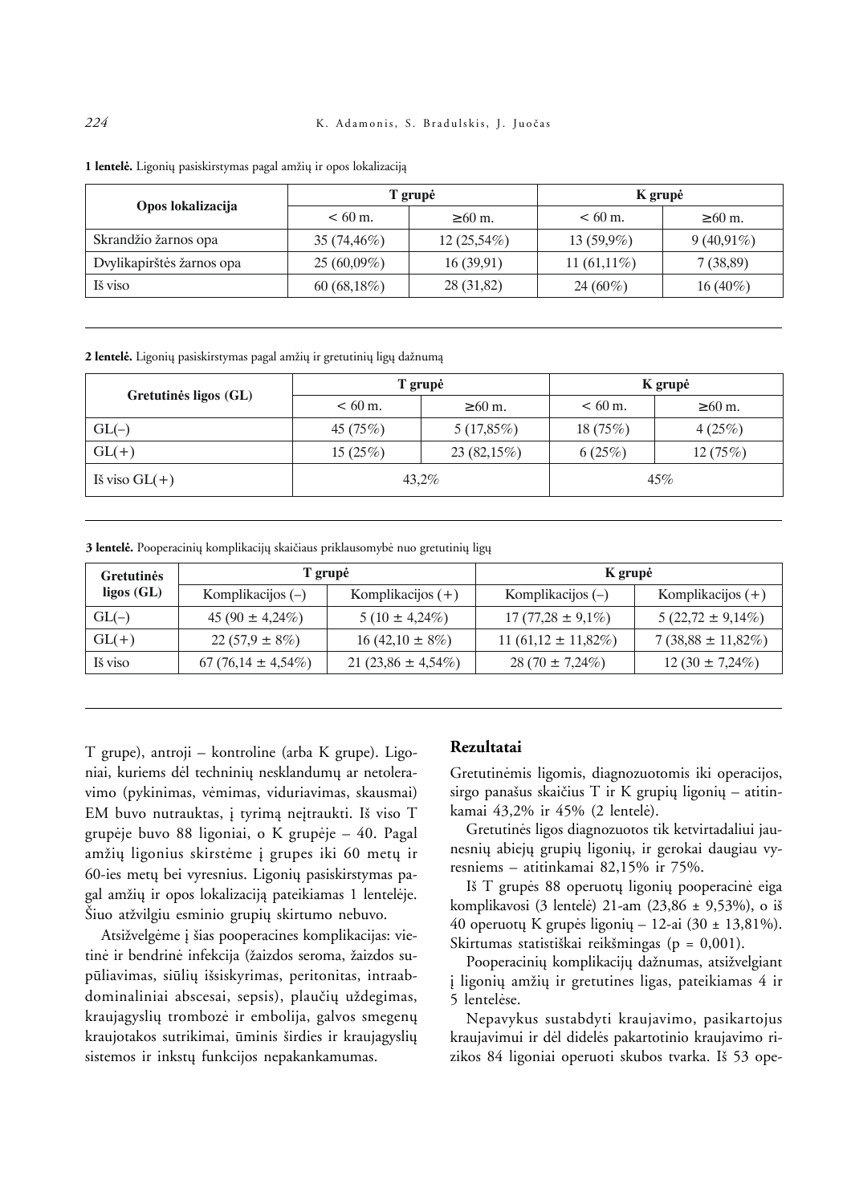**1 lentelė.** Ligonių pasiskirstymas pagal amžių ir opos lokalizaciją

| Opos lokalizacija | T grupė | | K grupė | |
|---|---|---|---|---|
| | < 60 m. | ≥60 m. | < 60 m. | ≥60 m. |
| Skrandžio žarnos opa | 35 (74,46%) | 12 (25,54%) | 13 (59,9%) | 9 (40,91%) |
| Dvylikapirštės žarnos opa | 25 (60,09%) | 16 (39,91) | 11 (61,11%) | 7 (38,89) |
| Iš viso | 60 (68,18%) | 28 (31,82) | 24 (60%) | 16 (40%) |

**2 lentelė.** Ligonių pasiskirstymas pagal amžių ir gretutinių ligų dažnumą

| Gretutinės ligos (GL) | T grupė | | K grupė | |
|---|---|---|---|---|
| | < 60 m. | ≥60 m. | < 60 m. | ≥60 m. |
| GL(–) | 45 (75%) | 5 (17,85%) | 18 (75%) | 4 (25%) |
| GL(+) | 15 (25%) | 23 (82,15%) | 6 (25%) | 12 (75%) |
| Iš viso GL(+) | 43,2% | | 45% | |

**3 lentelė.** Pooperacinių komplikacijų skaičiaus priklausomybė nuo gretutinių ligų

| Gretutinės ligos (GL) | T grupė | | K grupė | |
|---|---|---|---|---|
| | Komplikacijos (–) | Komplikacijos (+) | Komplikacijos (–) | Komplikacijos (+) |
| GL(–) | 45 (90 ± 4,24%) | 5 (10 ± 4,24%) | 17 (77,28 ± 9,1%) | 5 (22,72 ± 9,14%) |
| GL(+) | 22 (57,9 ± 8%) | 16 (42,10 ± 8%) | 11 (61,12 ± 11,82%) | 7 (38,88 ± 11,82%) |
| Iš viso | 67 (76,14 ± 4,54%) | 21 (23,86 ± 4,54%) | 28 (70 ± 7,24%) | 12 (30 ± 7,24%) |

T grupe), antroji – kontroline (arba K grupe). Ligoniai, kuriems dėl techninių nesklandumų ar netoleravimo (pykinimas, vėmimas, viduriavimas, skausmai) EM buvo nutrauktas, į tyrimą neįtraukti. Iš viso T grupėje buvo 88 ligoniai, o K grupėje – 40. Pagal amžių ligonius skirstėme į grupes iki 60 metų ir 60-ies metų bei vyresnius. Ligonių pasiskirstymas pagal amžių ir opos lokalizaciją pateikiamas 1 lentelėje. Šiuo atžvilgiu esminio grupių skirtumo nebuvo.

Atsižvelgėme į šias pooperacines komplikacijas: vietinė ir bendrinė infekcija (žaizdos seroma, žaizdos supūliavimas, siūlių išsiskyrimas, peritonitas, intraabdominaliniai abscesai, sepsis), plaučių uždegimas, kraujagyslių trombozė ir embolija, galvos smegenų kraujotakos sutrikimai, ūminis širdies ir kraujagyslių sistemos ir inkstų funkcijos nepakankamumas.

## Rezultatai

Gretutinėmis ligomis, diagnozuotomis iki operacijos, sirgo panašus skaičius T ir K grupių ligonių – atitinkamai 43,2% ir 45% (2 lentelė).

Gretutinės ligos diagnozuotos tik ketvirtadaliui jaunesnių abiejų grupių ligonių, ir gerokai daugiau vyresniems – atitinkamai 82,15% ir 75%.

Iš T grupės 88 operuotų ligonių pooperacinė eiga komplikavosi (3 lentelė) 21-am (23,86 ± 9,53%), o iš 40 operuotų K grupės ligonių – 12-ai (30 ± 13,81%). Skirtumas statistiškai reikšmingas ($p = 0,001$).

Pooperacinių komplikacijų dažnumas, atsižvelgiant į ligonių amžių ir gretutines ligas, pateikiamas 4 ir 5 lentelėse.

Nepavykus sustabdyti kraujavimo, pasikartojus kraujavimui ir dėl didelės pakartotinio kraujavimo rizikos 84 ligoniai operuoti skubos tvarka. Iš 53 ope-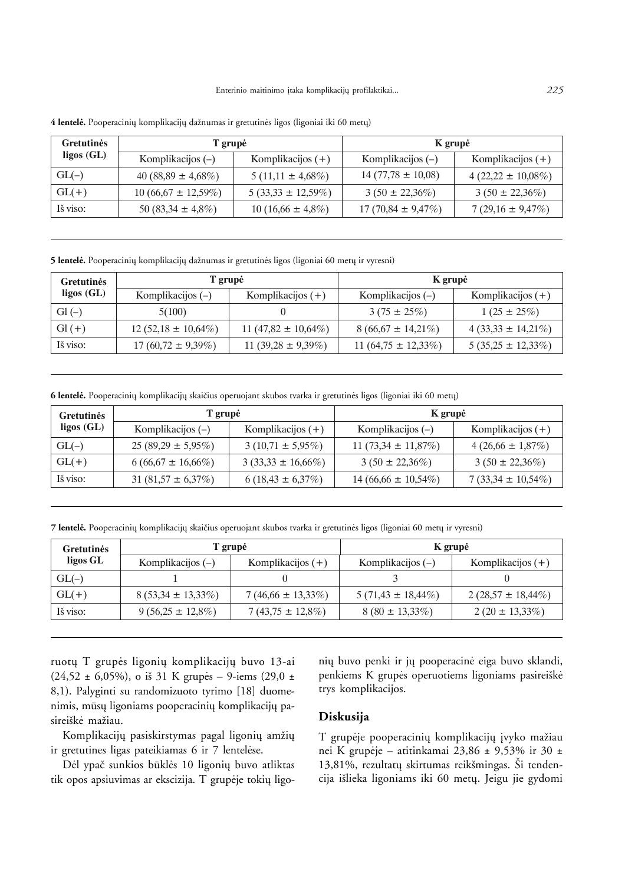**4 lentelė.** Pooperacinių komplikacijų dažnumas ir gretutinės ligos (ligoniai iki 60 metų)

| Gretutinės ligos (GL) | T grupė | | K grupė | |
|---|---|---|---|---|
| | Komplikacijos (–) | Komplikacijos (+) | Komplikacijos (–) | Komplikacijos (+) |
| GL(–) | 40 (88,89 ± 4,68%) | 5 (11,11 ± 4,68%) | 14 (77,78 ± 10,08) | 4 (22,22 ± 10,08%) |
| GL(+) | 10 (66,67 ± 12,59%) | 5 (33,33 ± 12,59%) | 3 (50 ± 22,36%) | 3 (50 ± 22,36%) |
| Iš viso: | 50 (83,34 ± 4,8%) | 10 (16,66 ± 4,8%) | 17 (70,84 ± 9,47%) | 7 (29,16 ± 9,47%) |

**5 lentelė.** Pooperacinių komplikacijų dažnumas ir gretutinės ligos (ligoniai 60 metų ir vyresni)

| Gretutinės ligos (GL) | T grupė | | K grupė | |
|---|---|---|---|---|
| | Komplikacijos (–) | Komplikacijos (+) | Komplikacijos (–) | Komplikacijos (+) |
| Gl (–) | 5(100) | 0 | 3 (75 ± 25%) | 1 (25 ± 25%) |
| Gl (+) | 12 (52,18 ± 10,64%) | 11 (47,82 ± 10,64%) | 8 (66,67 ± 14,21%) | 4 (33,33 ± 14,21%) |
| Iš viso: | 17 (60,72 ± 9,39%) | 11 (39,28 ± 9,39%) | 11 (64,75 ± 12,33%) | 5 (35,25 ± 12,33%) |

**6 lentelė.** Pooperacinių komplikacijų skaičius operuojant skubos tvarka ir gretutinės ligos (ligoniai iki 60 metų)

| Gretutinės ligos (GL) | T grupė | | K grupė | |
|---|---|---|---|---|
| | Komplikacijos (–) | Komplikacijos (+) | Komplikacijos (–) | Komplikacijos (+) |
| GL(–) | 25 (89,29 ± 5,95%) | 3 (10,71 ± 5,95%) | 11 (73,34 ± 11,87%) | 4 (26,66 ± 1,87%) |
| GL(+) | 6 (66,67 ± 16,66%) | 3 (33,33 ± 16,66%) | 3 (50 ± 22,36%) | 3 (50 ± 22,36%) |
| Iš viso: | 31 (81,57 ± 6,37%) | 6 (18,43 ± 6,37%) | 14 (66,66 ± 10,54%) | 7 (33,34 ± 10,54%) |

**7 lentelė.** Pooperacinių komplikacijų skaičius operuojant skubos tvarka ir gretutinės ligos (ligoniai 60 metų ir vyresni)

| Gretutinės ligos GL | T grupė | | K grupė | |
|---|---|---|---|---|
| | Komplikacijos (–) | Komplikacijos (+) | Komplikacijos (–) | Komplikacijos (+) |
| GL(–) | 1 | 0 | 3 | 0 |
| GL(+) | 8 (53,34 ± 13,33%) | 7 (46,66 ± 13,33%) | 5 (71,43 ± 18,44%) | 2 (28,57 ± 18,44%) |
| Iš viso: | 9 (56,25 ± 12,8%) | 7 (43,75 ± 12,8%) | 8 (80 ± 13,33%) | 2 (20 ± 13,33%) |

ruotų T grupės ligonių komplikacijų buvo 13-ai (24,52 ± 6,05%), o iš 31 K grupės – 9-iems (29,0 ± 8,1). Palyginti su randomizuoto tyrimo [18] duomenimis, mūsų ligoniams pooperacinių komplikacijų pasireiškė mažiau.

Komplikacijų pasiskirstymas pagal ligonių amžių ir gretutines ligas pateikiamas 6 ir 7 lentelėse.

Dėl ypač sunkios būklės 10 ligonių buvo atliktas tik opos apsiuvimas ar ekscizija. T grupėje tokių ligonių buvo penki ir jų pooperacinė eiga buvo sklandi, penkiems K grupės operuotiems ligoniams pasireiškė trys komplikacijos.

## Diskusija

T grupėje pooperacinių komplikacijų įvyko mažiau nei K grupėje – atitinkamai 23,86 ± 9,53% ir 30 ± 13,81%, rezultatų skirtumas reikšmingas. Ši tendencija išlieka ligoniams iki 60 metų. Jeigu jie gydomi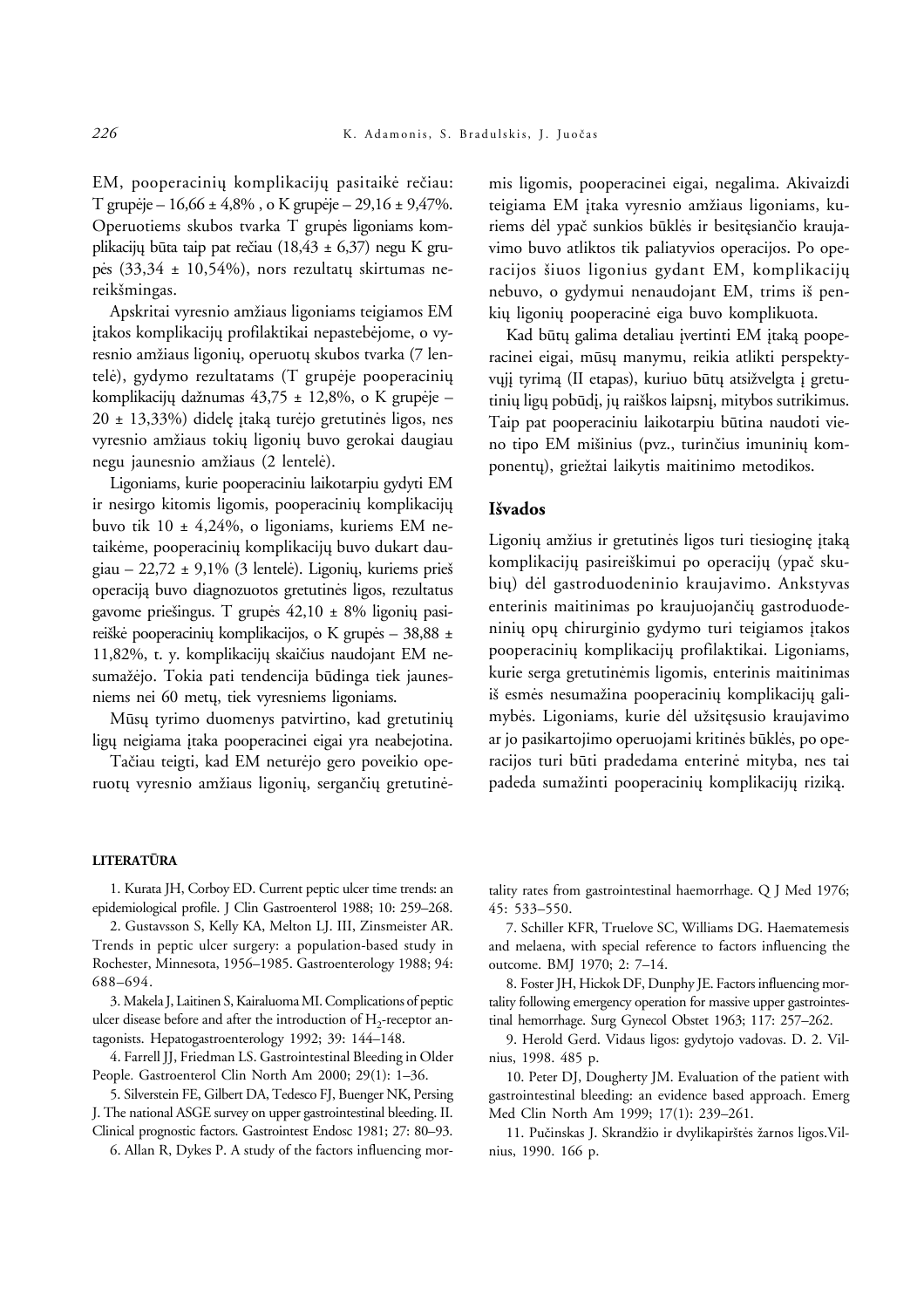EM, pooperacinių komplikacijų pasitaikė rečiau: T grupėje – 16,66 ± 4,8% , o K grupėje – 29,16 ± 9,47%. Operuotiems skubos tvarka T grupės ligoniams komplikacijų būta taip pat rečiau (18,43 ± 6,37) negu K grupės (33,34 ± 10,54%), nors rezultatų skirtumas nereikšmingas.

Apskritai vyresnio amžiaus ligoniams teigiamos EM įtakos komplikacijų profilaktikai nepastebėjome, o vyresnio amžiaus ligonių, operuotų skubos tvarka (7 lentelė), gydymo rezultatams (T grupėje pooperacinių komplikacijų dažnumas 43,75 ± 12,8%, o K grupėje – 20 ± 13,33%) didelę įtaką turėjo gretutinės ligos, nes vyresnio amžiaus tokių ligonių buvo gerokai daugiau negu jaunesnio amžiaus (2 lentelė).

Ligoniams, kurie pooperaciniu laikotarpiu gydyti EM ir nesirgo kitomis ligomis, pooperacinių komplikacijų buvo tik 10 ± 4,24%, o ligoniams, kuriems EM netaikėme, pooperacinių komplikacijų buvo dukart daugiau – 22,72 ± 9,1% (3 lentelė). Ligonių, kuriems prieš operaciją buvo diagnozuotos gretutinės ligos, rezultatus gavome priešingus. T grupės 42,10 ± 8% ligonių pasireiškė pooperacinių komplikacijos, o K grupės – 38,88 ± 11,82%, t. y. komplikacijų skaičius naudojant EM nesumažėjo. Tokia pati tendencija būdinga tiek jaunesniems nei 60 metų, tiek vyresniems ligoniams.

Mūsų tyrimo duomenys patvirtino, kad gretutinių ligų neigiama įtaka pooperacinei eigai yra neabejotina.

Tačiau teigti, kad EM neturėjo gero poveikio operuotų vyresnio amžiaus ligonių, sergančių gretutinėmis ligomis, pooperacinei eigai, negalima. Akivaizdi teigiama EM įtaka vyresnio amžiaus ligoniams, kuriems dėl ypač sunkios būklės ir besitęsiančio kraujavimo buvo atliktos tik paliatyvios operacijos. Po operacijos šiuos ligonius gydant EM, komplikacijų nebuvo, o gydymui nenaudojant EM, trims iš penkių ligonių pooperacinė eiga buvo komplikuota.

Kad būtų galima detaliau įvertinti EM įtaką pooperacinei eigai, mūsų manymu, reikia atlikti perspektyvųjį tyrimą (II etapas), kuriuo būtų atsižvelgta į gretutinių ligų pobūdį, jų raiškos laipsnį, mitybos sutrikimus. Taip pat pooperaciniu laikotarpiu būtina naudoti vieno tipo EM mišinius (pvz., turinčius imuninių komponentų), griežtai laikytis maitinimo metodikos.

## Išvados

Ligonių amžius ir gretutinės ligos turi tiesioginę įtaką komplikacijų pasireiškimui po operacijų (ypač skubių) dėl gastroduodeninio kraujavimo. Ankstyvas enterinis maitinimas po kraujuojančių gastroduodeninių opų chirurginio gydymo turi teigiamos įtakos pooperacinių komplikacijų profilaktikai. Ligoniams, kurie serga gretutinėmis ligomis, enterinis maitinimas iš esmės nesumažina pooperacinių komplikacijų galimybės. Ligoniams, kurie dėl užsitęsusio kraujavimo ar jo pasikartojimo operuojami kritinės būklės, po operacijos turi būti pradedama enterinė mityba, nes tai padeda sumažinti pooperacinių komplikacijų riziką.

#### LITERATŪRA

1. Kurata JH, Corboy ED. Current peptic ulcer time trends: an epidemiological profile. J Clin Gastroenterol 1988; 10: 259–268.
2. Gustavsson S, Kelly KA, Melton LJ. III, Zinsmeister AR. Trends in peptic ulcer surgery: a population-based study in Rochester, Minnesota, 1956–1985. Gastroenterology 1988; 94: 688–694.
3. Makela J, Laitinen S, Kairaluoma MI. Complications of peptic ulcer disease before and after the introduction of $H_2$-receptor antagonists. Hepatogastroenterology 1992; 39: 144–148.
4. Farrell JJ, Friedman LS. Gastrointestinal Bleeding in Older People. Gastroenterol Clin North Am 2000; 29(1): 1–36.
5. Silverstein FE, Gilbert DA, Tedesco FJ, Buenger NK, Persing J. The national ASGE survey on upper gastrointestinal bleeding. II. Clinical prognostic factors. Gastrointest Endosc 1981; 27: 80–93.
6. Allan R, Dykes P. A study of the factors influencing mortality rates from gastrointestinal haemorrhage. Q J Med 1976; 45: 533–550.
7. Schiller KFR, Truelove SC, Williams DG. Haematemesis and melaena, with special reference to factors influencing the outcome. BMJ 1970; 2: 7–14.
8. Foster JH, Hickok DF, Dunphy JE. Factors influencing mortality following emergency operation for massive upper gastrointestinal hemorrhage. Surg Gynecol Obstet 1963; 117: 257–262.
9. Herold Gerd. Vidaus ligos: gydytojo vadovas. D. 2. Vilnius, 1998. 485 p.
10. Peter DJ, Dougherty JM. Evaluation of the patient with gastrointestinal bleeding: an evidence based approach. Emerg Med Clin North Am 1999; 17(1): 239–261.
11. Pučinskas J. Skrandžio ir dvylikapirštės žarnos ligos.Vilnius, 1990. 166 p.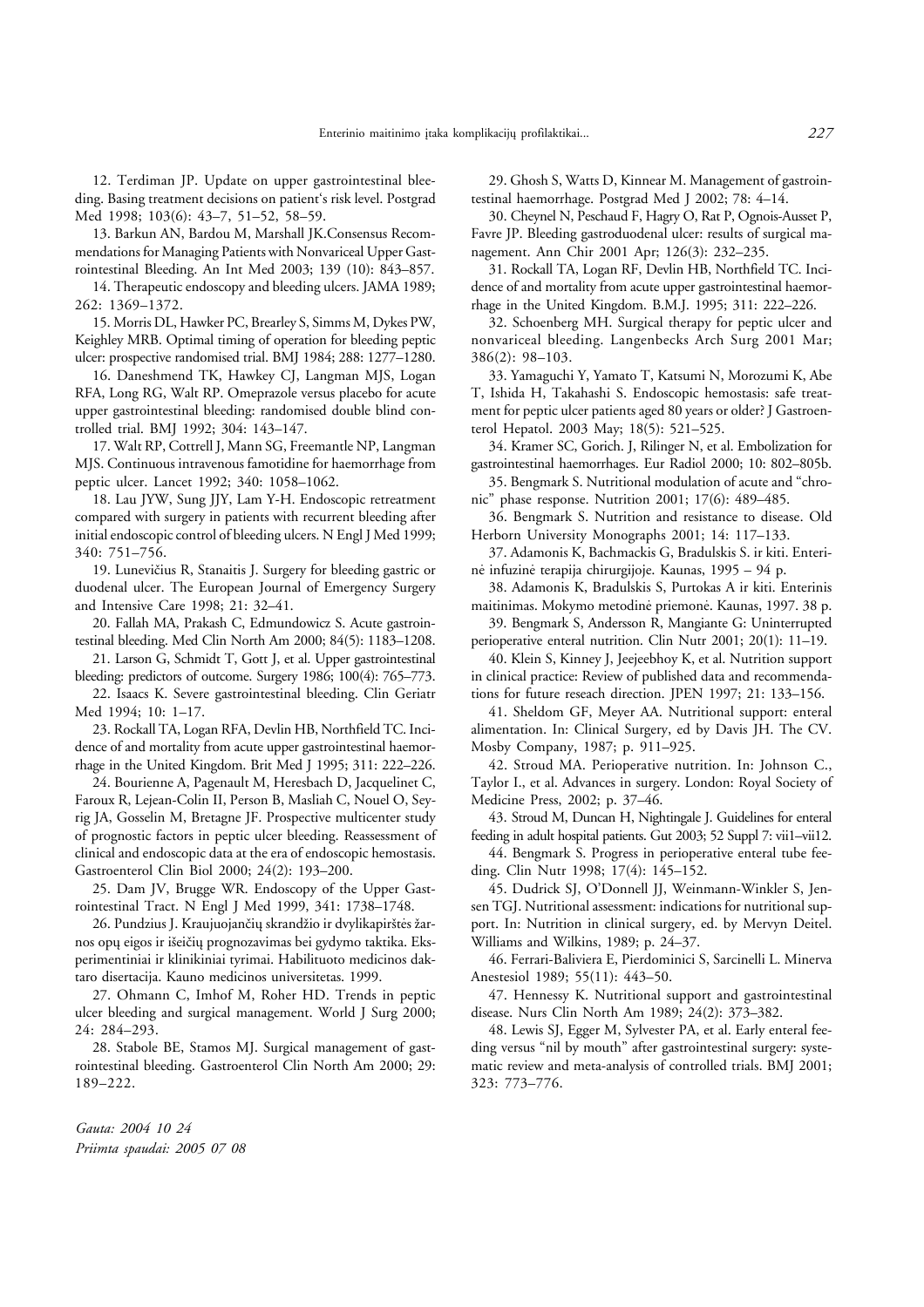12. Terdiman JP. Update on upper gastrointestinal bleeding. Basing treatment decisions on patient's risk level. Postgrad Med 1998; 103(6): 43–7, 51–52, 58–59.

13. Barkun AN, Bardou M, Marshall JK.Consensus Recommendations for Managing Patients with Nonvariceal Upper Gastrointestinal Bleeding. An Int Med 2003; 139 (10): 843–857.

14. Therapeutic endoscopy and bleeding ulcers. JAMA 1989; 262: 1369–1372.

15. Morris DL, Hawker PC, Brearley S, Simms M, Dykes PW, Keighley MRB. Optimal timing of operation for bleeding peptic ulcer: prospective randomised trial. BMJ 1984; 288: 1277–1280.

16. Daneshmend TK, Hawkey CJ, Langman MJS, Logan RFA, Long RG, Walt RP. Omeprazole versus placebo for acute upper gastrointestinal bleeding: randomised double blind controlled trial. BMJ 1992; 304: 143–147.

17. Walt RP, Cottrell J, Mann SG, Freemantle NP, Langman MJS. Continuous intravenous famotidine for haemorrhage from peptic ulcer. Lancet 1992; 340: 1058–1062.

18. Lau JYW, Sung JJY, Lam Y-H. Endoscopic retreatment compared with surgery in patients with recurrent bleeding after initial endoscopic control of bleeding ulcers. N Engl J Med 1999; 340: 751–756.

19. Lunevičius R, Stanaitis J. Surgery for bleeding gastric or duodenal ulcer. The European Journal of Emergency Surgery and Intensive Care 1998; 21: 32–41.

20. Fallah MA, Prakash C, Edmundowicz S. Acute gastrointestinal bleeding. Med Clin North Am 2000; 84(5): 1183–1208.

21. Larson G, Schmidt T, Gott J, et al. Upper gastrointestinal bleeding: predictors of outcome. Surgery 1986; 100(4): 765–773.

22. Isaacs K. Severe gastrointestinal bleeding. Clin Geriatr Med 1994; 10: 1–17.

23. Rockall TA, Logan RFA, Devlin HB, Northfield TC. Incidence of and mortality from acute upper gastrointestinal haemorrhage in the United Kingdom. Brit Med J 1995; 311: 222–226.

24. Bourienne A, Pagenault M, Heresbach D, Jacquelinet C, Faroux R, Lejean-Colin II, Person B, Masliah C, Nouel O, Seyrig JA, Gosselin M, Bretagne JF. Prospective multicenter study of prognostic factors in peptic ulcer bleeding. Reassessment of clinical and endoscopic data at the era of endoscopic hemostasis. Gastroenterol Clin Biol 2000; 24(2): 193–200.

25. Dam JV, Brugge WR. Endoscopy of the Upper Gastrointestinal Tract. N Engl J Med 1999, 341: 1738–1748.

26. Pundzius J. Kraujuojančių skrandžio ir dvylikapirštės žarnos opų eigos ir išeičių prognozavimas bei gydymo taktika. Eksperimentiniai ir klinikiniai tyrimai. Habilituoto medicinos daktaro disertacija. Kauno medicinos universitetas. 1999.

27. Ohmann C, Imhof M, Roher HD. Trends in peptic ulcer bleeding and surgical management. World J Surg 2000; 24: 284–293.

28. Stabole BE, Stamos MJ. Surgical management of gastrointestinal bleeding. Gastroenterol Clin North Am 2000; 29: 189–222.

29. Ghosh S, Watts D, Kinnear M. Management of gastrointestinal haemorrhage. Postgrad Med J 2002; 78: 4–14.

30. Cheynel N, Peschaud F, Hagry O, Rat P, Ognois-Ausset P, Favre JP. Bleeding gastroduodenal ulcer: results of surgical management. Ann Chir 2001 Apr; 126(3): 232–235.

31. Rockall TA, Logan RF, Devlin HB, Northfield TC. Incidence of and mortality from acute upper gastrointestinal haemorrhage in the United Kingdom. B.M.J. 1995; 311: 222–226.

32. Schoenberg MH. Surgical therapy for peptic ulcer and nonvariceal bleeding. Langenbecks Arch Surg 2001 Mar; 386(2): 98–103.

33. Yamaguchi Y, Yamato T, Katsumi N, Morozumi K, Abe T, Ishida H, Takahashi S. Endoscopic hemostasis: safe treatment for peptic ulcer patients aged 80 years or older? J Gastroenterol Hepatol. 2003 May; 18(5): 521–525.

34. Kramer SC, Gorich. J, Rilinger N, et al. Embolization for gastrointestinal haemorrhages. Eur Radiol 2000; 10: 802–805b.

35. Bengmark S. Nutritional modulation of acute and "chronic" phase response. Nutrition 2001; 17(6): 489–485.

36. Bengmark S. Nutrition and resistance to disease. Old Herborn University Monographs 2001; 14: 117–133.

37. Adamonis K, Bachmackis G, Bradulskis S. ir kiti. Enterinė infuzinė terapija chirurgijoje. Kaunas, 1995 – 94 p.

38. Adamonis K, Bradulskis S, Purtokas A ir kiti. Enterinis maitinimas. Mokymo metodinė priemonė. Kaunas, 1997. 38 p.

39. Bengmark S, Andersson R, Mangiante G: Uninterrupted perioperative enteral nutrition. Clin Nutr 2001; 20(1): 11–19.

40. Klein S, Kinney J, Jeejeebhoy K, et al. Nutrition support in clinical practice: Review of published data and recommendations for future reseach direction. JPEN 1997; 21: 133–156.

41. Sheldom GF, Meyer AA. Nutritional support: enteral alimentation. In: Clinical Surgery, ed by Davis JH. The CV. Mosby Company, 1987; p. 911–925.

42. Stroud MA. Perioperative nutrition. In: Johnson C., Taylor I., et al. Advances in surgery. London: Royal Society of Medicine Press, 2002; p. 37–46.

43. Stroud M, Duncan H, Nightingale J. Guidelines for enteral feeding in adult hospital patients. Gut 2003; 52 Suppl 7: vii1–vii12.

44. Bengmark S. Progress in perioperative enteral tube feeding. Clin Nutr 1998; 17(4): 145–152.

45. Dudrick SJ, O'Donnell JJ, Weinmann-Winkler S, Jensen TGJ. Nutritional assessment: indications for nutritional support. In: Nutrition in clinical surgery, ed. by Mervyn Deitel. Williams and Wilkins, 1989; p. 24–37.

46. Ferrari-Baliviera E, Pierdominici S, Sarcinelli L. Minerva Anestesiol 1989; 55(11): 443–50.

47. Hennessy K. Nutritional support and gastrointestinal disease. Nurs Clin North Am 1989; 24(2): 373–382.

48. Lewis SJ, Egger M, Sylvester PA, et al. Early enteral feeding versus "nil by mouth" after gastrointestinal surgery: systematic review and meta-analysis of controlled trials. BMJ 2001; 323: 773–776.

*Gauta: 2004 10 24*
*Priimta spaudai: 2005 07 08*